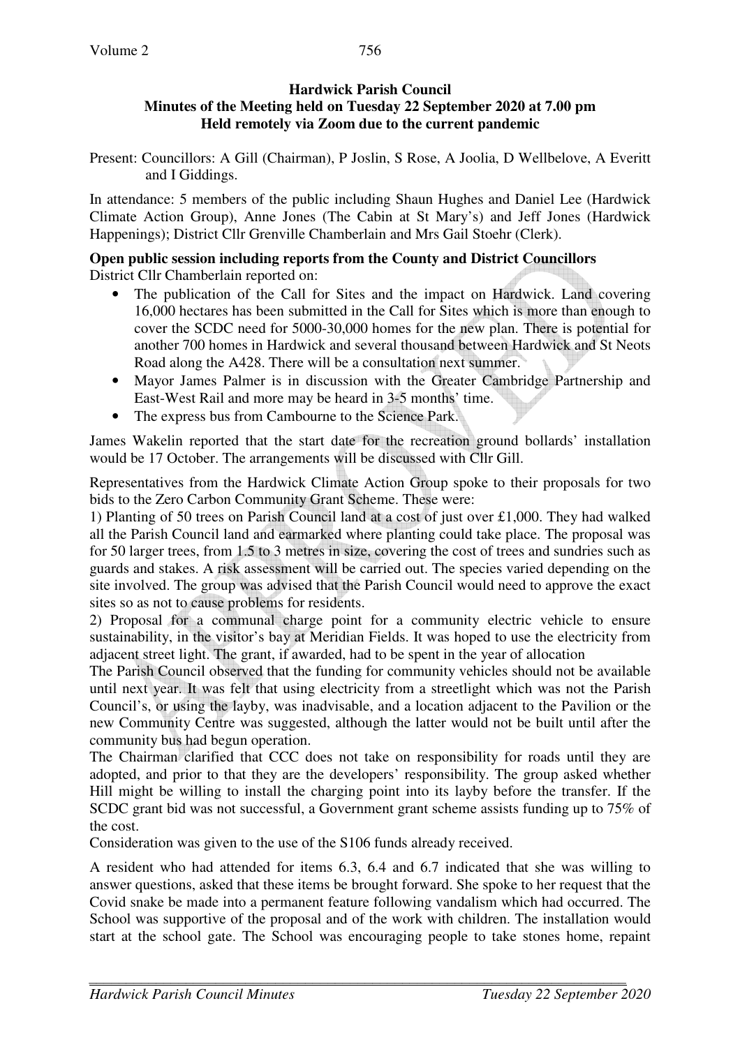**Hardwick Parish Council**
**Minutes of the Meeting held on Tuesday 22 September 2020 at 7.00 pm**
**Held remotely via Zoom due to the current pandemic**

Present: Councillors: A Gill (Chairman), P Joslin, S Rose, A Joolia, D Wellbelove, A Everitt and I Giddings.

In attendance: 5 members of the public including Shaun Hughes and Daniel Lee (Hardwick Climate Action Group), Anne Jones (The Cabin at St Mary's) and Jeff Jones (Hardwick Happenings); District Cllr Grenville Chamberlain and Mrs Gail Stoehr (Clerk).

**Open public session including reports from the County and District Councillors**

District Cllr Chamberlain reported on:

- The publication of the Call for Sites and the impact on Hardwick. Land covering 16,000 hectares has been submitted in the Call for Sites which is more than enough to cover the SCDC need for 5000-30,000 homes for the new plan. There is potential for another 700 homes in Hardwick and several thousand between Hardwick and St Neots Road along the A428. There will be a consultation next summer.
- Mayor James Palmer is in discussion with the Greater Cambridge Partnership and East-West Rail and more may be heard in 3-5 months' time.
- The express bus from Cambourne to the Science Park.

James Wakelin reported that the start date for the recreation ground bollards' installation would be 17 October. The arrangements will be discussed with Cllr Gill.

Representatives from the Hardwick Climate Action Group spoke to their proposals for two bids to the Zero Carbon Community Grant Scheme. These were:

1) Planting of 50 trees on Parish Council land at a cost of just over £1,000. They had walked all the Parish Council land and earmarked where planting could take place. The proposal was for 50 larger trees, from 1.5 to 3 metres in size, covering the cost of trees and sundries such as guards and stakes. A risk assessment will be carried out. The species varied depending on the site involved. The group was advised that the Parish Council would need to approve the exact sites so as not to cause problems for residents.

2) Proposal for a communal charge point for a community electric vehicle to ensure sustainability, in the visitor's bay at Meridian Fields. It was hoped to use the electricity from adjacent street light. The grant, if awarded, had to be spent in the year of allocation

The Parish Council observed that the funding for community vehicles should not be available until next year. It was felt that using electricity from a streetlight which was not the Parish Council's, or using the layby, was inadvisable, and a location adjacent to the Pavilion or the new Community Centre was suggested, although the latter would not be built until after the community bus had begun operation.

The Chairman clarified that CCC does not take on responsibility for roads until they are adopted, and prior to that they are the developers' responsibility. The group asked whether Hill might be willing to install the charging point into its layby before the transfer. If the SCDC grant bid was not successful, a Government grant scheme assists funding up to 75% of the cost.

Consideration was given to the use of the S106 funds already received.

A resident who had attended for items 6.3, 6.4 and 6.7 indicated that she was willing to answer questions, asked that these items be brought forward. She spoke to her request that the Covid snake be made into a permanent feature following vandalism which had occurred. The School was supportive of the proposal and of the work with children. The installation would start at the school gate. The School was encouraging people to take stones home, repaint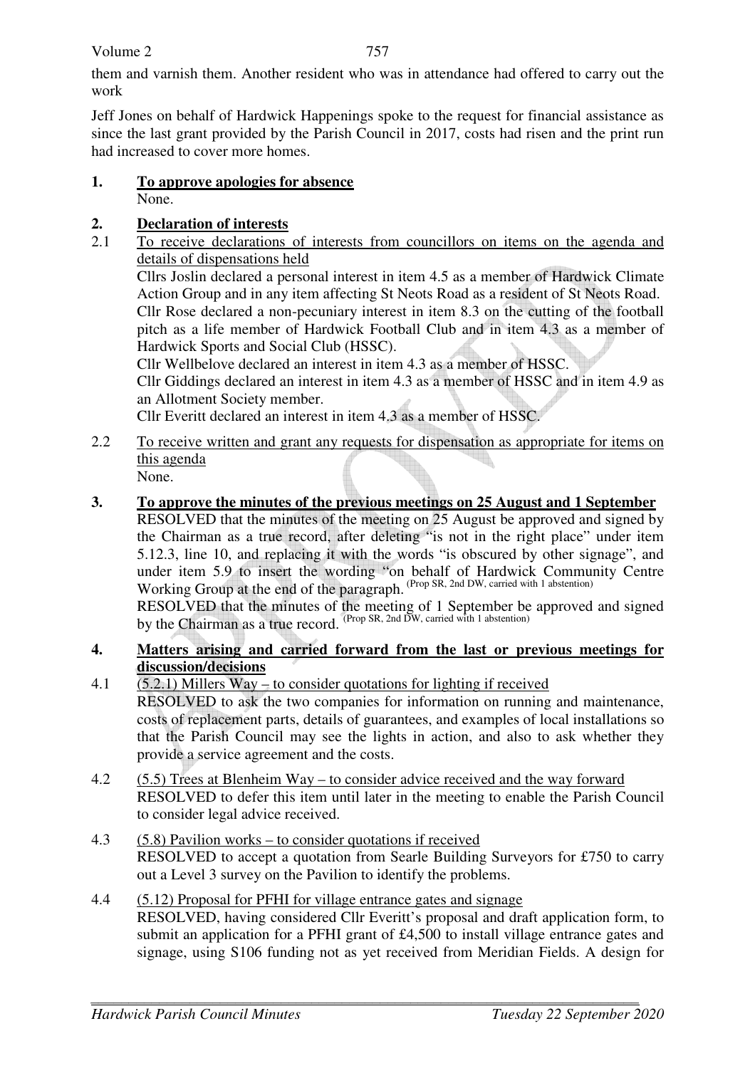them and varnish them. Another resident who was in attendance had offered to carry out the work

Jeff Jones on behalf of Hardwick Happenings spoke to the request for financial assistance as since the last grant provided by the Parish Council in 2017, costs had risen and the print run had increased to cover more homes.

**1. To approve apologies for absence**

None.

**2. Declaration of interests**

2.1 To receive declarations of interests from councillors on items on the agenda and details of dispensations held

Cllrs Joslin declared a personal interest in item 4.5 as a member of Hardwick Climate Action Group and in any item affecting St Neots Road as a resident of St Neots Road.
Cllr Rose declared a non-pecuniary interest in item 8.3 on the cutting of the football pitch as a life member of Hardwick Football Club and in item 4.3 as a member of Hardwick Sports and Social Club (HSSC).
Cllr Wellbelove declared an interest in item 4.3 as a member of HSSC.
Cllr Giddings declared an interest in item 4.3 as a member of HSSC and in item 4.9 as an Allotment Society member.
Cllr Everitt declared an interest in item 4.3 as a member of HSSC.

2.2 To receive written and grant any requests for dispensation as appropriate for items on this agenda

None.

**3. To approve the minutes of the previous meetings on 25 August and 1 September**

RESOLVED that the minutes of the meeting on 25 August be approved and signed by the Chairman as a true record, after deleting "is not in the right place" under item 5.12.3, line 10, and replacing it with the words "is obscured by other signage", and under item 5.9 to insert the wording "on behalf of Hardwick Community Centre Working Group at the end of the paragraph. (Prop SR, 2nd DW, carried with 1 abstention)

RESOLVED that the minutes of the meeting of 1 September be approved and signed by the Chairman as a true record. (Prop SR, 2nd DW, carried with 1 abstention)

**4. Matters arising and carried forward from the last or previous meetings for discussion/decisions**

4.1 (5.2.1) Millers Way – to consider quotations for lighting if received

RESOLVED to ask the two companies for information on running and maintenance, costs of replacement parts, details of guarantees, and examples of local installations so that the Parish Council may see the lights in action, and also to ask whether they provide a service agreement and the costs.

4.2 (5.5) Trees at Blenheim Way – to consider advice received and the way forward

RESOLVED to defer this item until later in the meeting to enable the Parish Council to consider legal advice received.

4.3 (5.8) Pavilion works – to consider quotations if received

RESOLVED to accept a quotation from Searle Building Surveyors for £750 to carry out a Level 3 survey on the Pavilion to identify the problems.

4.4 (5.12) Proposal for PFHI for village entrance gates and signage

RESOLVED, having considered Cllr Everitt's proposal and draft application form, to submit an application for a PFHI grant of £4,500 to install village entrance gates and signage, using S106 funding not as yet received from Meridian Fields. A design for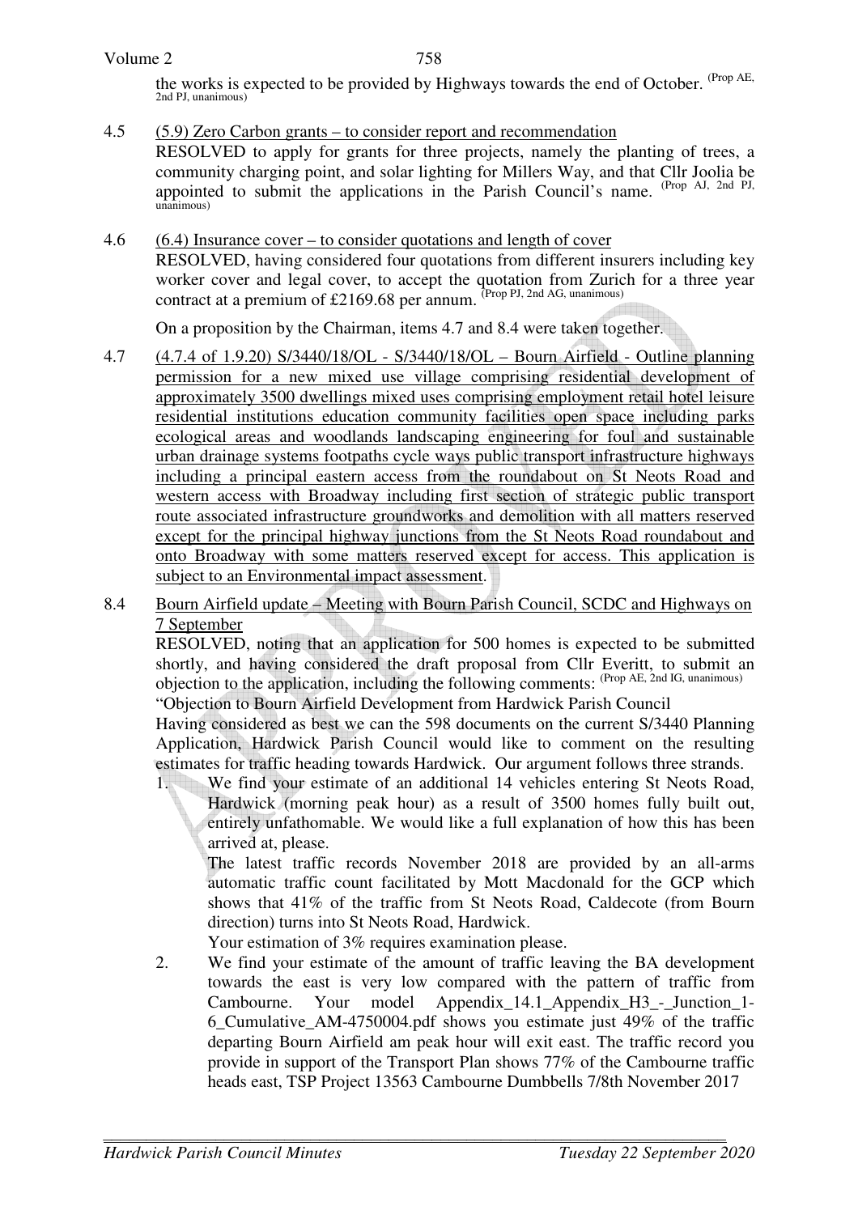the works is expected to be provided by Highways towards the end of October. (Prop AE, 2nd PJ, unanimous)

4.5 (5.9) Zero Carbon grants – to consider report and recommendation

RESOLVED to apply for grants for three projects, namely the planting of trees, a community charging point, and solar lighting for Millers Way, and that Cllr Joolia be appointed to submit the applications in the Parish Council's name. (Prop AJ, 2nd PJ, unanimous)

4.6 (6.4) Insurance cover – to consider quotations and length of cover

RESOLVED, having considered four quotations from different insurers including key worker cover and legal cover, to accept the quotation from Zurich for a three year contract at a premium of £2169.68 per annum. (Prop PJ, 2nd AG, unanimous)

On a proposition by the Chairman, items 4.7 and 8.4 were taken together.

4.7 (4.7.4 of 1.9.20) S/3440/18/OL - S/3440/18/OL – Bourn Airfield - Outline planning permission for a new mixed use village comprising residential development of approximately 3500 dwellings mixed uses comprising employment retail hotel leisure residential institutions education community facilities open space including parks ecological areas and woodlands landscaping engineering for foul and sustainable urban drainage systems footpaths cycle ways public transport infrastructure highways including a principal eastern access from the roundabout on St Neots Road and western access with Broadway including first section of strategic public transport route associated infrastructure groundworks and demolition with all matters reserved except for the principal highway junctions from the St Neots Road roundabout and onto Broadway with some matters reserved except for access. This application is subject to an Environmental impact assessment.

8.4 Bourn Airfield update – Meeting with Bourn Parish Council, SCDC and Highways on 7 September

RESOLVED, noting that an application for 500 homes is expected to be submitted shortly, and having considered the draft proposal from Cllr Everitt, to submit an objection to the application, including the following comments: (Prop AE, 2nd IG, unanimous)

"Objection to Bourn Airfield Development from Hardwick Parish Council

Having considered as best we can the 598 documents on the current S/3440 Planning Application, Hardwick Parish Council would like to comment on the resulting estimates for traffic heading towards Hardwick. Our argument follows three strands.

1. We find your estimate of an additional 14 vehicles entering St Neots Road, Hardwick (morning peak hour) as a result of 3500 homes fully built out, entirely unfathomable. We would like a full explanation of how this has been arrived at, please.

   The latest traffic records November 2018 are provided by an all-arms automatic traffic count facilitated by Mott Macdonald for the GCP which shows that 41% of the traffic from St Neots Road, Caldecote (from Bourn direction) turns into St Neots Road, Hardwick.

   Your estimation of 3% requires examination please.

2. We find your estimate of the amount of traffic leaving the BA development towards the east is very low compared with the pattern of traffic from Cambourne. Your model Appendix_14.1_Appendix_H3_-_Junction_1-6_Cumulative_AM-4750004.pdf shows you estimate just 49% of the traffic departing Bourn Airfield am peak hour will exit east. The traffic record you provide in support of the Transport Plan shows 77% of the Cambourne traffic heads east, TSP Project 13563 Cambourne Dumbbells 7/8th November 2017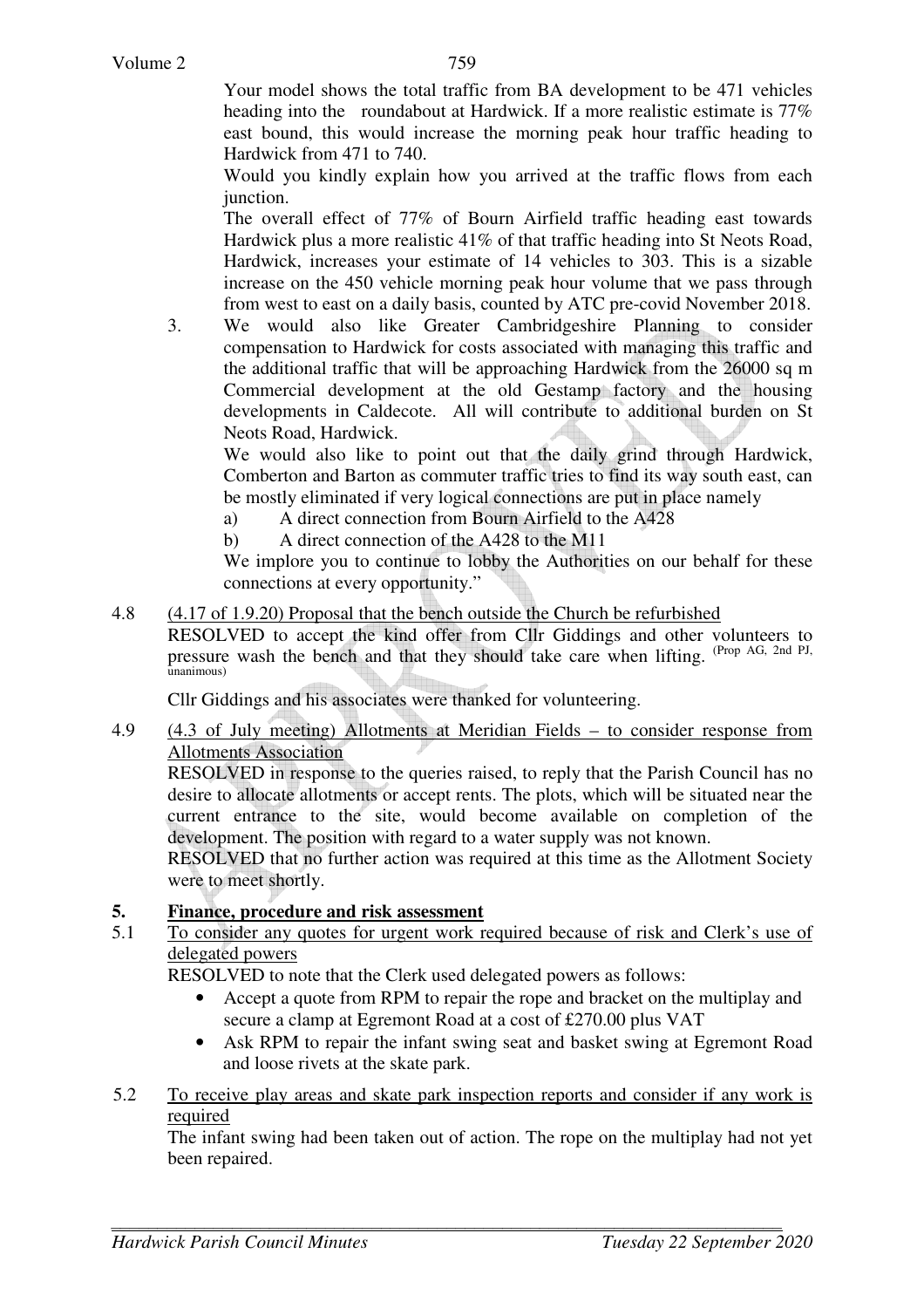Your model shows the total traffic from BA development to be 471 vehicles heading into the roundabout at Hardwick. If a more realistic estimate is 77% east bound, this would increase the morning peak hour traffic heading to Hardwick from 471 to 740.

Would you kindly explain how you arrived at the traffic flows from each junction.

The overall effect of 77% of Bourn Airfield traffic heading east towards Hardwick plus a more realistic 41% of that traffic heading into St Neots Road, Hardwick, increases your estimate of 14 vehicles to 303. This is a sizable increase on the 450 vehicle morning peak hour volume that we pass through from west to east on a daily basis, counted by ATC pre-covid November 2018.

3. We would also like Greater Cambridgeshire Planning to consider compensation to Hardwick for costs associated with managing this traffic and the additional traffic that will be approaching Hardwick from the 26000 sq m Commercial development at the old Gestamp factory and the housing developments in Caldecote. All will contribute to additional burden on St Neots Road, Hardwick.

   We would also like to point out that the daily grind through Hardwick, Comberton and Barton as commuter traffic tries to find its way south east, can be mostly eliminated if very logical connections are put in place namely

   a) A direct connection from Bourn Airfield to the A428

   b) A direct connection of the A428 to the M11

   We implore you to continue to lobby the Authorities on our behalf for these connections at every opportunity."

4.8 <u>(4.17 of 1.9.20) Proposal that the bench outside the Church be refurbished</u>

RESOLVED to accept the kind offer from Cllr Giddings and other volunteers to pressure wash the bench and that they should take care when lifting. (Prop AG, 2nd PJ, unanimous)

Cllr Giddings and his associates were thanked for volunteering.

4.9 <u>(4.3 of July meeting) Allotments at Meridian Fields – to consider response from Allotments Association</u>

RESOLVED in response to the queries raised, to reply that the Parish Council has no desire to allocate allotments or accept rents. The plots, which will be situated near the current entrance to the site, would become available on completion of the development. The position with regard to a water supply was not known.

RESOLVED that no further action was required at this time as the Allotment Society were to meet shortly.

## 5. Finance, procedure and risk assessment

5.1 <u>To consider any quotes for urgent work required because of risk and Clerk's use of delegated powers</u>

RESOLVED to note that the Clerk used delegated powers as follows:

- Accept a quote from RPM to repair the rope and bracket on the multiplay and secure a clamp at Egremont Road at a cost of £270.00 plus VAT
- Ask RPM to repair the infant swing seat and basket swing at Egremont Road and loose rivets at the skate park.

5.2 <u>To receive play areas and skate park inspection reports and consider if any work is required</u>

The infant swing had been taken out of action. The rope on the multiplay had not yet been repaired.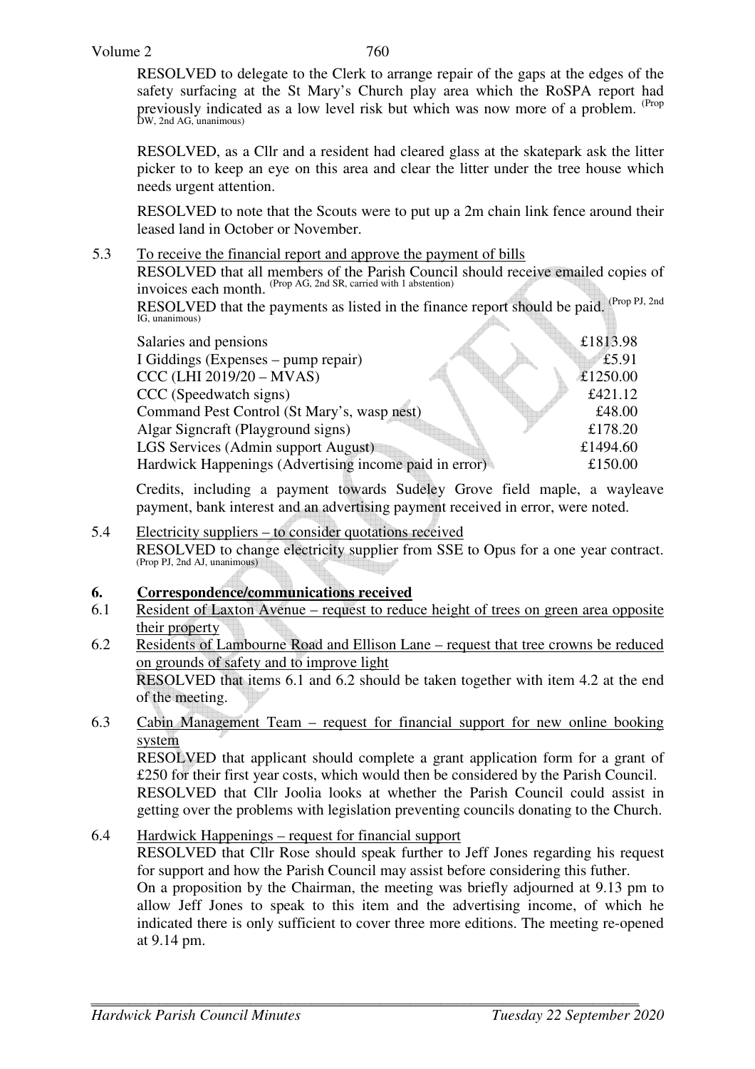RESOLVED to delegate to the Clerk to arrange repair of the gaps at the edges of the safety surfacing at the St Mary's Church play area which the RoSPA report had previously indicated as a low level risk but which was now more of a problem. (Prop DW, 2nd AG, unanimous)

RESOLVED, as a Cllr and a resident had cleared glass at the skatepark ask the litter picker to to keep an eye on this area and clear the litter under the tree house which needs urgent attention.

RESOLVED to note that the Scouts were to put up a 2m chain link fence around their leased land in October or November.

5.3 To receive the financial report and approve the payment of bills

RESOLVED that all members of the Parish Council should receive emailed copies of invoices each month. (Prop AG, 2nd SR, carried with 1 abstention)

RESOLVED that the payments as listed in the finance report should be paid. (Prop PJ, 2nd IG, unanimous)

| | |
|---|---|
| Salaries and pensions | £1813.98 |
| I Giddings (Expenses – pump repair) | £5.91 |
| CCC (LHI 2019/20 – MVAS) | £1250.00 |
| CCC (Speedwatch signs) | £421.12 |
| Command Pest Control (St Mary's, wasp nest) | £48.00 |
| Algar Signcraft (Playground signs) | £178.20 |
| LGS Services (Admin support August) | £1494.60 |
| Hardwick Happenings (Advertising income paid in error) | £150.00 |

Credits, including a payment towards Sudeley Grove field maple, a wayleave payment, bank interest and an advertising payment received in error, were noted.

5.4 Electricity suppliers – to consider quotations received

RESOLVED to change electricity supplier from SSE to Opus for a one year contract. (Prop PJ, 2nd AJ, unanimous)

## 6. Correspondence/communications received

6.1 Resident of Laxton Avenue – request to reduce height of trees on green area opposite their property

6.2 Residents of Lambourne Road and Ellison Lane – request that tree crowns be reduced on grounds of safety and to improve light

RESOLVED that items 6.1 and 6.2 should be taken together with item 4.2 at the end of the meeting.

6.3 Cabin Management Team – request for financial support for new online booking system

RESOLVED that applicant should complete a grant application form for a grant of £250 for their first year costs, which would then be considered by the Parish Council.

RESOLVED that Cllr Joolia looks at whether the Parish Council could assist in getting over the problems with legislation preventing councils donating to the Church.

6.4 Hardwick Happenings – request for financial support

RESOLVED that Cllr Rose should speak further to Jeff Jones regarding his request for support and how the Parish Council may assist before considering this futher.

On a proposition by the Chairman, the meeting was briefly adjourned at 9.13 pm to allow Jeff Jones to speak to this item and the advertising income, of which he indicated there is only sufficient to cover three more editions. The meeting re-opened at 9.14 pm.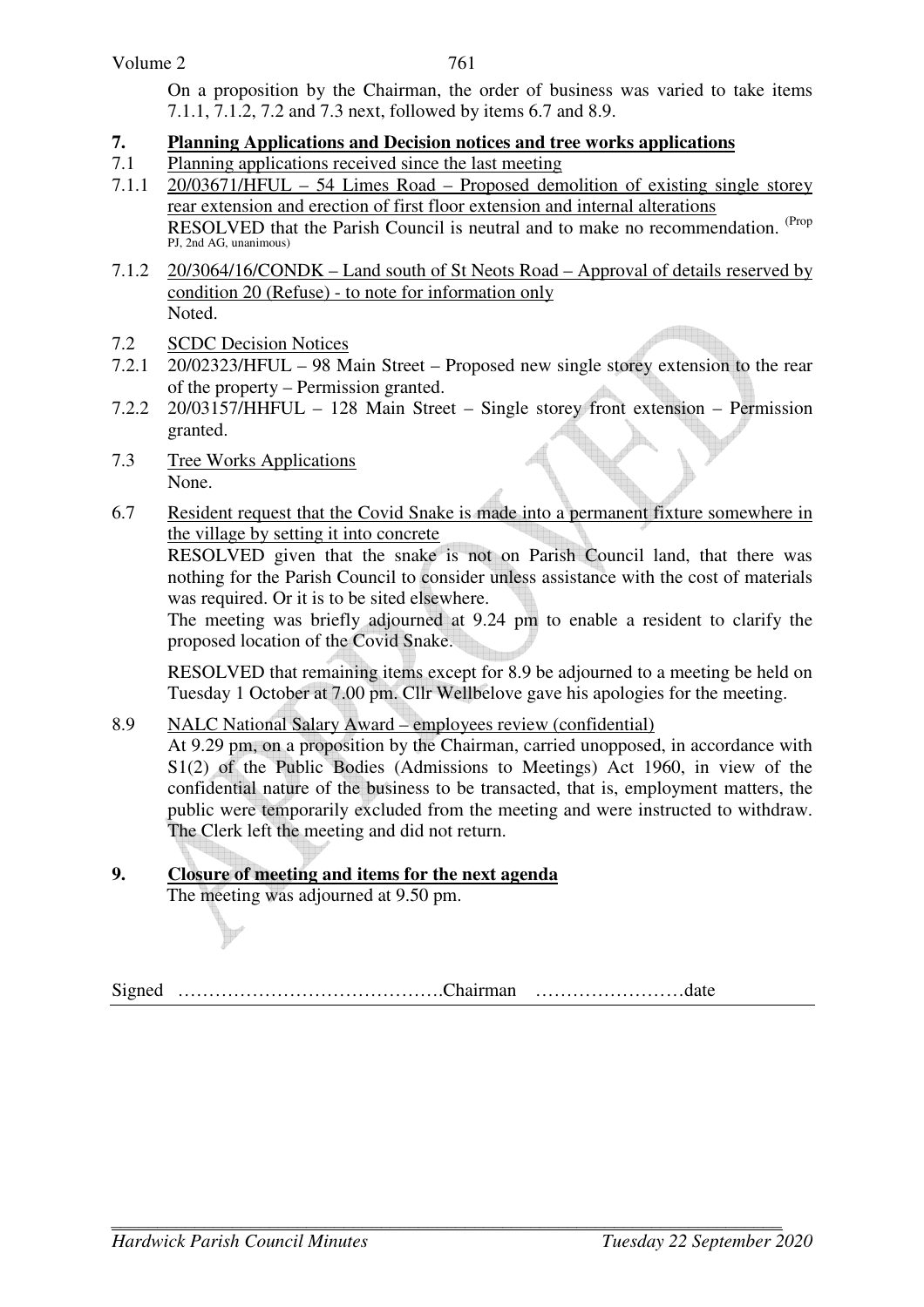On a proposition by the Chairman, the order of business was varied to take items 7.1.1, 7.1.2, 7.2 and 7.3 next, followed by items 6.7 and 8.9.

## 7. Planning Applications and Decision notices and tree works applications

7.1 Planning applications received since the last meeting

7.1.1 20/03671/HFUL – 54 Limes Road – Proposed demolition of existing single storey rear extension and erection of first floor extension and internal alterations
RESOLVED that the Parish Council is neutral and to make no recommendation. (Prop PJ, 2nd AG, unanimous)

7.1.2 20/3064/16/CONDK – Land south of St Neots Road – Approval of details reserved by condition 20 (Refuse) - to note for information only
Noted.

7.2 SCDC Decision Notices

7.2.1 20/02323/HFUL – 98 Main Street – Proposed new single storey extension to the rear of the property – Permission granted.

7.2.2 20/03157/HHFUL – 128 Main Street – Single storey front extension – Permission granted.

7.3 Tree Works Applications
None.

6.7 Resident request that the Covid Snake is made into a permanent fixture somewhere in the village by setting it into concrete
RESOLVED given that the snake is not on Parish Council land, that there was nothing for the Parish Council to consider unless assistance with the cost of materials was required. Or it is to be sited elsewhere.
The meeting was briefly adjourned at 9.24 pm to enable a resident to clarify the proposed location of the Covid Snake.

RESOLVED that remaining items except for 8.9 be adjourned to a meeting be held on Tuesday 1 October at 7.00 pm. Cllr Wellbelove gave his apologies for the meeting.

8.9 NALC National Salary Award – employees review (confidential)
At 9.29 pm, on a proposition by the Chairman, carried unopposed, in accordance with S1(2) of the Public Bodies (Admissions to Meetings) Act 1960, in view of the confidential nature of the business to be transacted, that is, employment matters, the public were temporarily excluded from the meeting and were instructed to withdraw. The Clerk left the meeting and did not return.

## 9. Closure of meeting and items for the next agenda

The meeting was adjourned at 9.50 pm.

Signed …………………………………….Chairman ……………………date